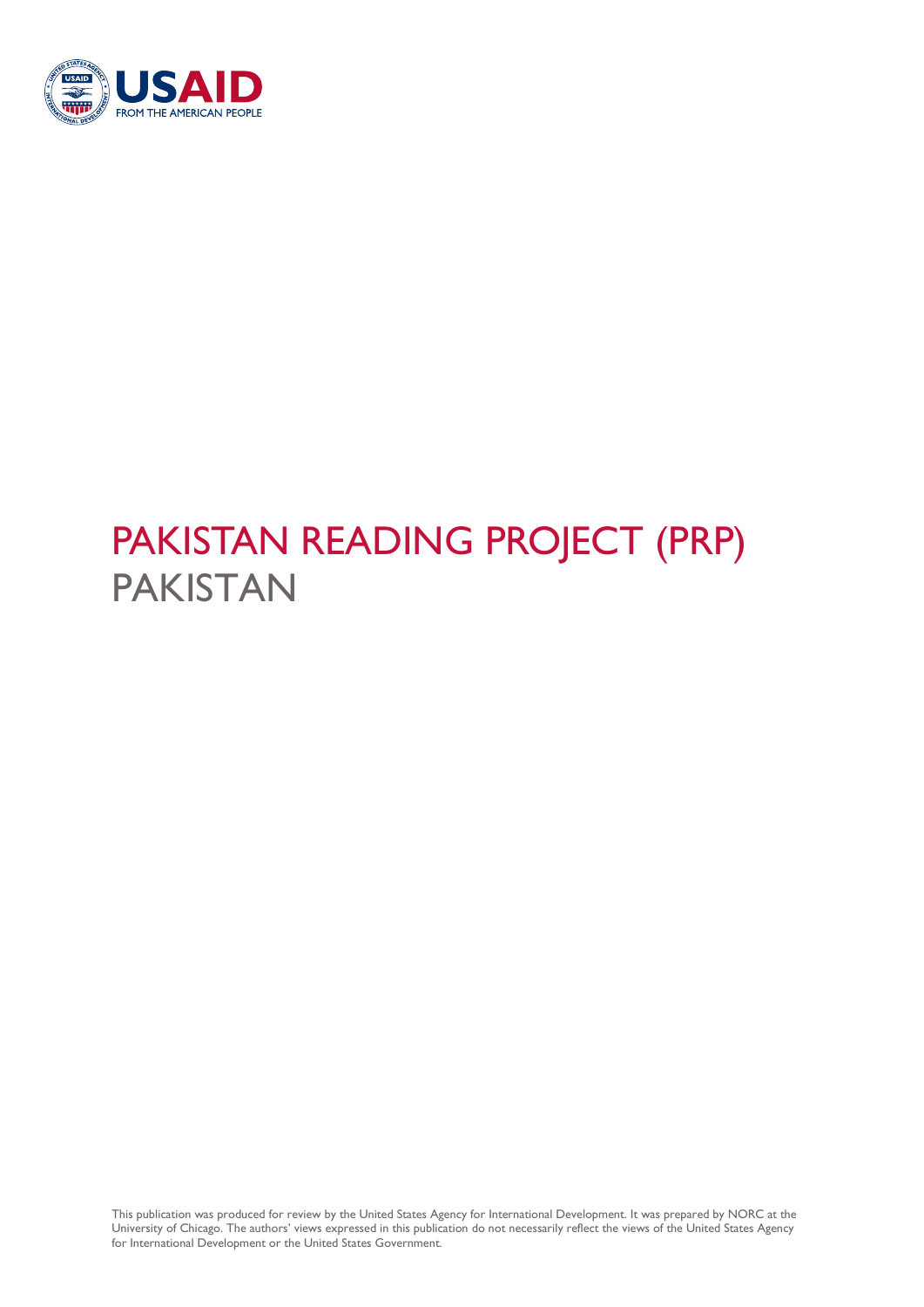USAID
FROM THE AMERICAN PEOPLE

# PAKISTAN READING PROJECT (PRP)

## PAKISTAN

This publication was produced for review by the United States Agency for International Development. It was prepared by NORC at the University of Chicago. The authors' views expressed in this publication do not necessarily reflect the views of the United States Agency for International Development or the United States Government.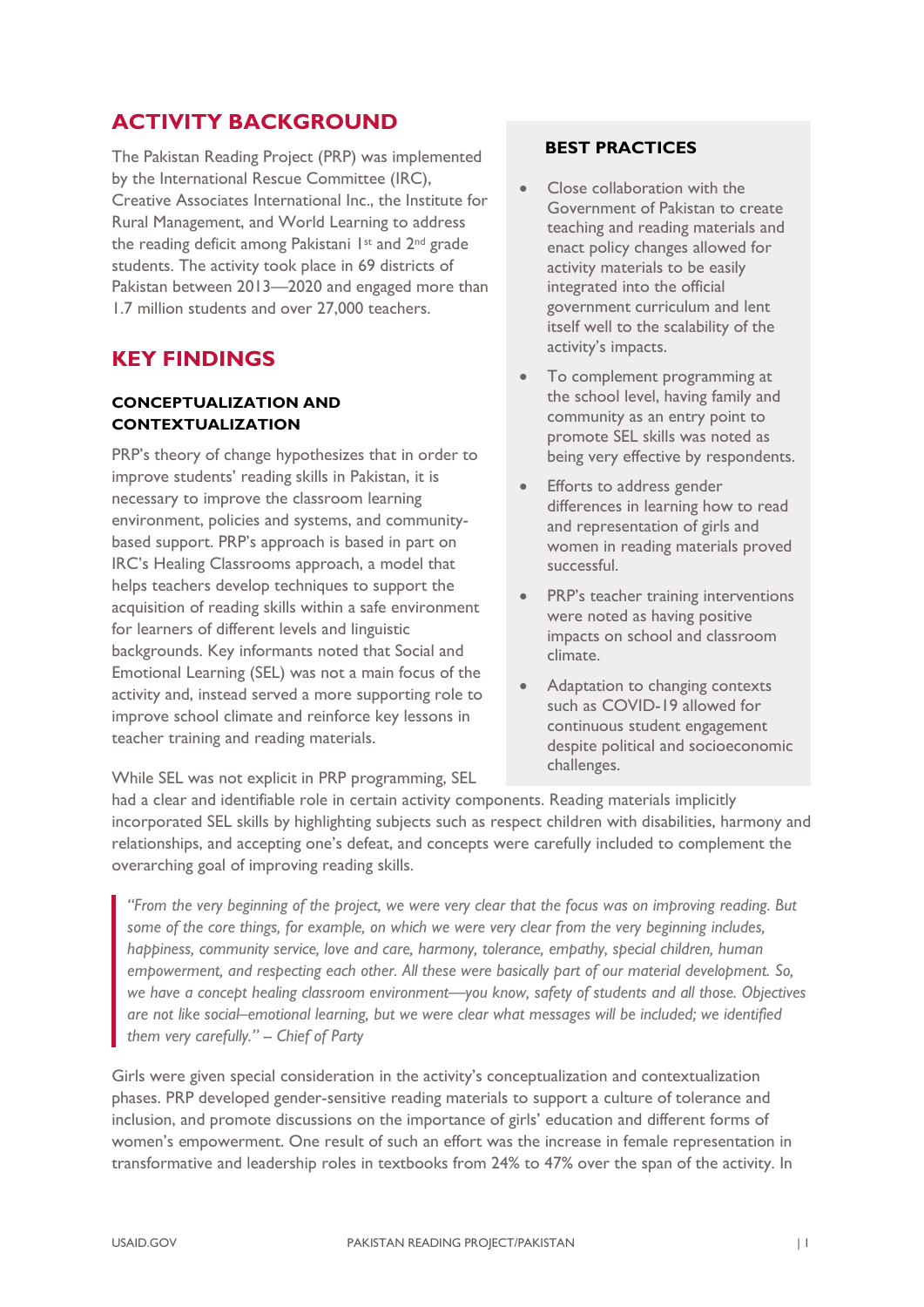## ACTIVITY BACKGROUND

The Pakistan Reading Project (PRP) was implemented by the International Rescue Committee (IRC), Creative Associates International Inc., the Institute for Rural Management, and World Learning to address the reading deficit among Pakistani 1st and 2nd grade students. The activity took place in 69 districts of Pakistan between 2013—2020 and engaged more than 1.7 million students and over 27,000 teachers.

## KEY FINDINGS

### CONCEPTUALIZATION AND CONTEXTUALIZATION

PRP's theory of change hypothesizes that in order to improve students' reading skills in Pakistan, it is necessary to improve the classroom learning environment, policies and systems, and community-based support. PRP's approach is based in part on IRC's Healing Classrooms approach, a model that helps teachers develop techniques to support the acquisition of reading skills within a safe environment for learners of different levels and linguistic backgrounds. Key informants noted that Social and Emotional Learning (SEL) was not a main focus of the activity and, instead served a more supporting role to improve school climate and reinforce key lessons in teacher training and reading materials.

While SEL was not explicit in PRP programming, SEL had a clear and identifiable role in certain activity components. Reading materials implicitly incorporated SEL skills by highlighting subjects such as respect children with disabilities, harmony and relationships, and accepting one's defeat, and concepts were carefully included to complement the overarching goal of improving reading skills.

> *"From the very beginning of the project, we were very clear that the focus was on improving reading. But some of the core things, for example, on which we were very clear from the very beginning includes, happiness, community service, love and care, harmony, tolerance, empathy, special children, human empowerment, and respecting each other. All these were basically part of our material development. So, we have a concept healing classroom environment—you know, safety of students and all those. Objectives are not like social–emotional learning, but we were clear what messages will be included; we identified them very carefully." – Chief of Party*

Girls were given special consideration in the activity's conceptualization and contextualization phases. PRP developed gender-sensitive reading materials to support a culture of tolerance and inclusion, and promote discussions on the importance of girls' education and different forms of women's empowerment. One result of such an effort was the increase in female representation in transformative and leadership roles in textbooks from 24% to 47% over the span of the activity. In

### BEST PRACTICES

- Close collaboration with the Government of Pakistan to create teaching and reading materials and enact policy changes allowed for activity materials to be easily integrated into the official government curriculum and lent itself well to the scalability of the activity's impacts.
- To complement programming at the school level, having family and community as an entry point to promote SEL skills was noted as being very effective by respondents.
- Efforts to address gender differences in learning how to read and representation of girls and women in reading materials proved successful.
- PRP's teacher training interventions were noted as having positive impacts on school and classroom climate.
- Adaptation to changing contexts such as COVID-19 allowed for continuous student engagement despite political and socioeconomic challenges.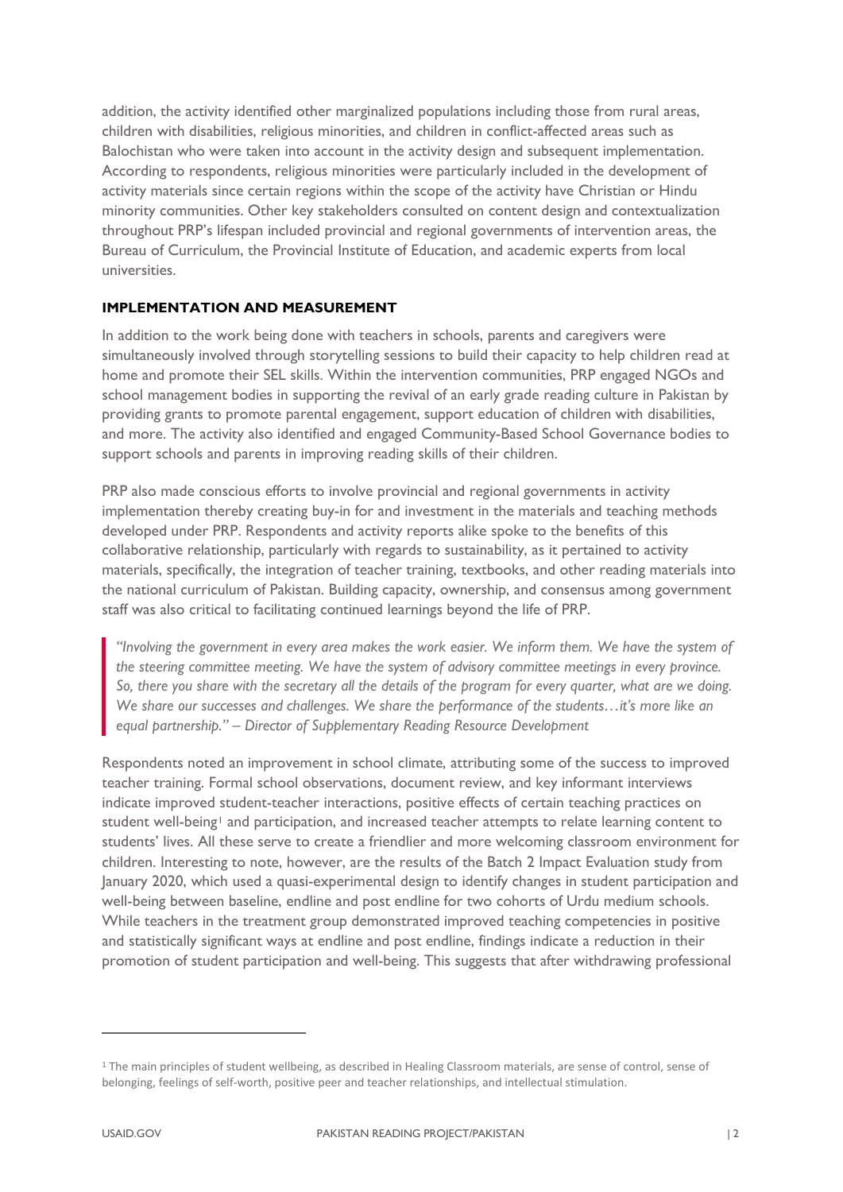addition, the activity identified other marginalized populations including those from rural areas, children with disabilities, religious minorities, and children in conflict-affected areas such as Balochistan who were taken into account in the activity design and subsequent implementation. According to respondents, religious minorities were particularly included in the development of activity materials since certain regions within the scope of the activity have Christian or Hindu minority communities. Other key stakeholders consulted on content design and contextualization throughout PRP's lifespan included provincial and regional governments of intervention areas, the Bureau of Curriculum, the Provincial Institute of Education, and academic experts from local universities.

### IMPLEMENTATION AND MEASUREMENT

In addition to the work being done with teachers in schools, parents and caregivers were simultaneously involved through storytelling sessions to build their capacity to help children read at home and promote their SEL skills. Within the intervention communities, PRP engaged NGOs and school management bodies in supporting the revival of an early grade reading culture in Pakistan by providing grants to promote parental engagement, support education of children with disabilities, and more. The activity also identified and engaged Community-Based School Governance bodies to support schools and parents in improving reading skills of their children.

PRP also made conscious efforts to involve provincial and regional governments in activity implementation thereby creating buy-in for and investment in the materials and teaching methods developed under PRP. Respondents and activity reports alike spoke to the benefits of this collaborative relationship, particularly with regards to sustainability, as it pertained to activity materials, specifically, the integration of teacher training, textbooks, and other reading materials into the national curriculum of Pakistan. Building capacity, ownership, and consensus among government staff was also critical to facilitating continued learnings beyond the life of PRP.

> *"Involving the government in every area makes the work easier. We inform them. We have the system of the steering committee meeting. We have the system of advisory committee meetings in every province. So, there you share with the secretary all the details of the program for every quarter, what are we doing. We share our successes and challenges. We share the performance of the students…it's more like an equal partnership." – Director of Supplementary Reading Resource Development*

Respondents noted an improvement in school climate, attributing some of the success to improved teacher training. Formal school observations, document review, and key informant interviews indicate improved student-teacher interactions, positive effects of certain teaching practices on student well-being[1] and participation, and increased teacher attempts to relate learning content to students' lives. All these serve to create a friendlier and more welcoming classroom environment for children. Interesting to note, however, are the results of the Batch 2 Impact Evaluation study from January 2020, which used a quasi-experimental design to identify changes in student participation and well-being between baseline, endline and post endline for two cohorts of Urdu medium schools. While teachers in the treatment group demonstrated improved teaching competencies in positive and statistically significant ways at endline and post endline, findings indicate a reduction in their promotion of student participation and well-being. This suggests that after withdrawing professional

---

[1] The main principles of student wellbeing, as described in Healing Classroom materials, are sense of control, sense of belonging, feelings of self-worth, positive peer and teacher relationships, and intellectual stimulation.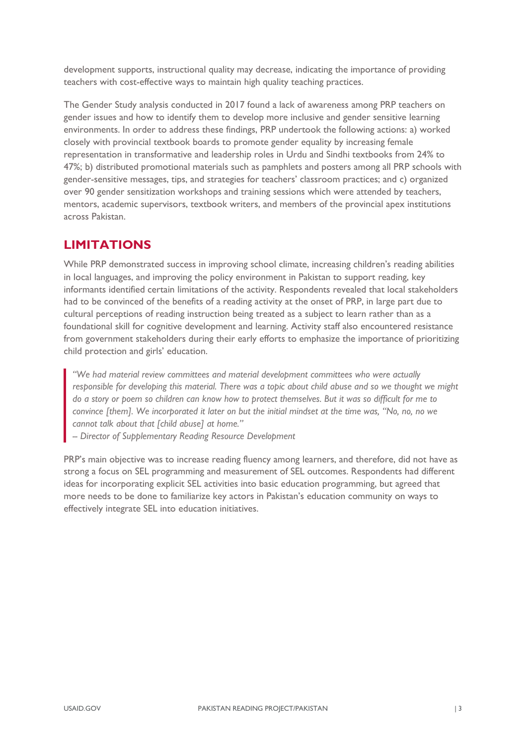development supports, instructional quality may decrease, indicating the importance of providing teachers with cost-effective ways to maintain high quality teaching practices.

The Gender Study analysis conducted in 2017 found a lack of awareness among PRP teachers on gender issues and how to identify them to develop more inclusive and gender sensitive learning environments. In order to address these findings, PRP undertook the following actions: a) worked closely with provincial textbook boards to promote gender equality by increasing female representation in transformative and leadership roles in Urdu and Sindhi textbooks from 24% to 47%; b) distributed promotional materials such as pamphlets and posters among all PRP schools with gender-sensitive messages, tips, and strategies for teachers' classroom practices; and c) organized over 90 gender sensitization workshops and training sessions which were attended by teachers, mentors, academic supervisors, textbook writers, and members of the provincial apex institutions across Pakistan.

## LIMITATIONS

While PRP demonstrated success in improving school climate, increasing children's reading abilities in local languages, and improving the policy environment in Pakistan to support reading, key informants identified certain limitations of the activity. Respondents revealed that local stakeholders had to be convinced of the benefits of a reading activity at the onset of PRP, in large part due to cultural perceptions of reading instruction being treated as a subject to learn rather than as a foundational skill for cognitive development and learning. Activity staff also encountered resistance from government stakeholders during their early efforts to emphasize the importance of prioritizing child protection and girls' education.

> *"We had material review committees and material development committees who were actually responsible for developing this material. There was a topic about child abuse and so we thought we might do a story or poem so children can know how to protect themselves. But it was so difficult for me to convince [them]. We incorporated it later on but the initial mindset at the time was, "No, no, no we cannot talk about that [child abuse] at home."*
>
> *– Director of Supplementary Reading Resource Development*

PRP's main objective was to increase reading fluency among learners, and therefore, did not have as strong a focus on SEL programming and measurement of SEL outcomes. Respondents had different ideas for incorporating explicit SEL activities into basic education programming, but agreed that more needs to be done to familiarize key actors in Pakistan's education community on ways to effectively integrate SEL into education initiatives.